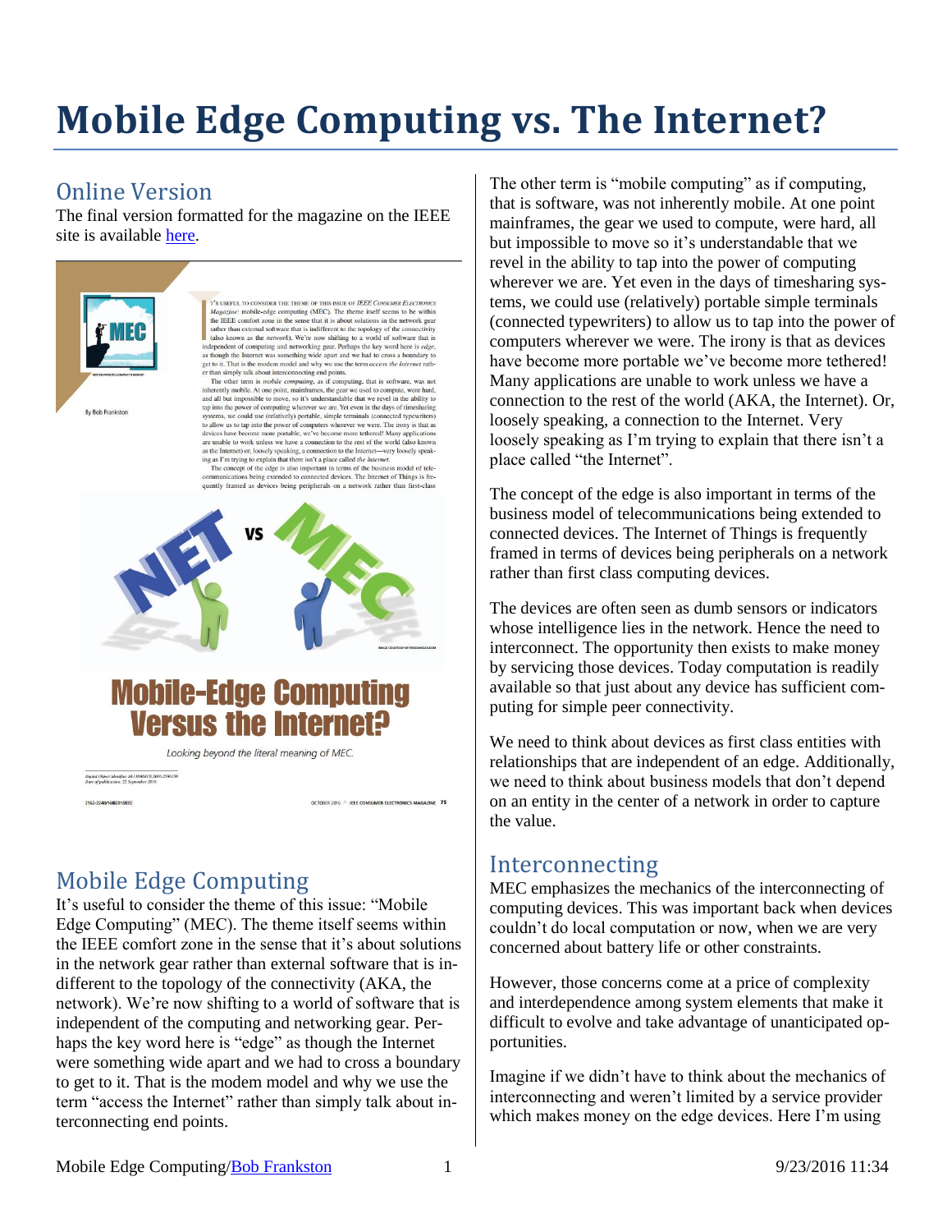// Mobile Edge Computing vs. The Internet?

## Online Version

The final version formatted for the magazine on the IEEE site is available here.

## Mobile Edge Computing

It's useful to consider the theme of this issue: "Mobile Edge Computing" (MEC). The theme itself seems within the IEEE comfort zone in the sense that it's about solutions in the network gear rather than external software that is indifferent to the topology of the connectivity (AKA, the network). We're now shifting to a world of software that is independent of the computing and networking gear. Perhaps the key word here is "edge" as though the Internet were something wide apart and we had to cross a boundary to get to it. That is the modem model and why we use the term "access the Internet" rather than simply talk about interconnecting end points.

The other term is "mobile computing" as if computing, that is software, was not inherently mobile. At one point mainframes, the gear we used to compute, were hard, all but impossible to move so it's understandable that we revel in the ability to tap into the power of computing wherever we are. Yet even in the days of timesharing systems, we could use (relatively) portable simple terminals (connected typewriters) to allow us to tap into the power of computers wherever we were. The irony is that as devices have become more portable we've become more tethered! Many applications are unable to work unless we have a connection to the rest of the world (AKA, the Internet). Or, loosely speaking, a connection to the Internet. Very loosely speaking as I'm trying to explain that there isn't a place called "the Internet".

The concept of the edge is also important in terms of the business model of telecommunications being extended to connected devices. The Internet of Things is frequently framed in terms of devices being peripherals on a network rather than first class computing devices.

The devices are often seen as dumb sensors or indicators whose intelligence lies in the network. Hence the need to interconnect. The opportunity then exists to make money by servicing those devices. Today computation is readily available so that just about any device has sufficient computing for simple peer connectivity.

We need to think about devices as first class entities with relationships that are independent of an edge. Additionally, we need to think about business models that don't depend on an entity in the center of a network in order to capture the value.

## Interconnecting

MEC emphasizes the mechanics of the interconnecting of computing devices. This was important back when devices couldn't do local computation or now, when we are very concerned about battery life or other constraints.

However, those concerns come at a price of complexity and interdependence among system elements that make it difficult to evolve and take advantage of unanticipated opportunities.

Imagine if we didn't have to think about the mechanics of interconnecting and weren't limited by a service provider which makes money on the edge devices. Here I'm using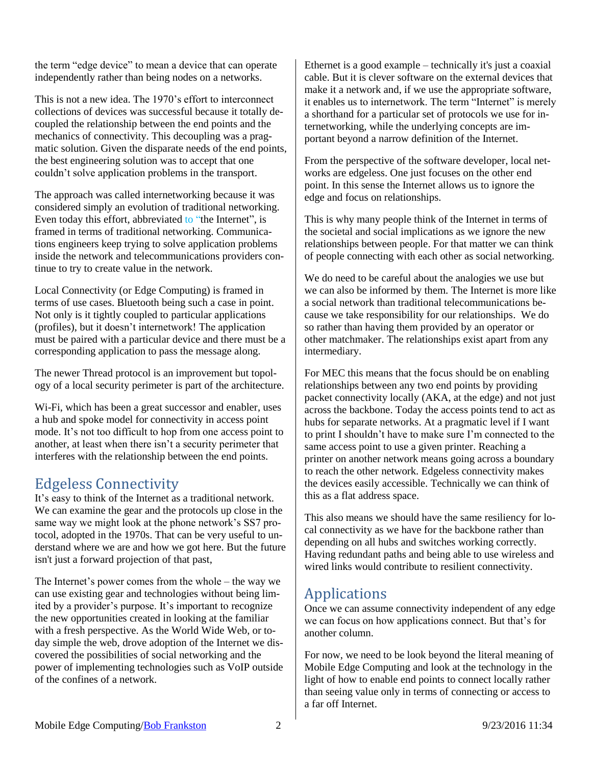the term "edge device" to mean a device that can operate independently rather than being nodes on a networks.

This is not a new idea. The 1970's effort to interconnect collections of devices was successful because it totally decoupled the relationship between the end points and the mechanics of connectivity. This decoupling was a pragmatic solution. Given the disparate needs of the end points, the best engineering solution was to accept that one couldn't solve application problems in the transport.

The approach was called internetworking because it was considered simply an evolution of traditional networking. Even today this effort, abbreviated to "the Internet", is framed in terms of traditional networking. Communications engineers keep trying to solve application problems inside the network and telecommunications providers continue to try to create value in the network.

Local Connectivity (or Edge Computing) is framed in terms of use cases. Bluetooth being such a case in point. Not only is it tightly coupled to particular applications (profiles), but it doesn't internetwork! The application must be paired with a particular device and there must be a corresponding application to pass the message along.

The newer Thread protocol is an improvement but topology of a local security perimeter is part of the architecture.

Wi-Fi, which has been a great successor and enabler, uses a hub and spoke model for connectivity in access point mode. It's not too difficult to hop from one access point to another, at least when there isn't a security perimeter that interferes with the relationship between the end points.

## Edgeless Connectivity

It's easy to think of the Internet as a traditional network. We can examine the gear and the protocols up close in the same way we might look at the phone network's SS7 protocol, adopted in the 1970s. That can be very useful to understand where we are and how we got here. But the future isn't just a forward projection of that past,

The Internet's power comes from the whole – the way we can use existing gear and technologies without being limited by a provider's purpose. It's important to recognize the new opportunities created in looking at the familiar with a fresh perspective. As the World Wide Web, or today simple the web, drove adoption of the Internet we discovered the possibilities of social networking and the power of implementing technologies such as VoIP outside of the confines of a network.

Ethernet is a good example – technically it's just a coaxial cable. But it is clever software on the external devices that make it a network and, if we use the appropriate software, it enables us to internetwork. The term "Internet" is merely a shorthand for a particular set of protocols we use for internetworking, while the underlying concepts are important beyond a narrow definition of the Internet.

From the perspective of the software developer, local networks are edgeless. One just focuses on the other end point. In this sense the Internet allows us to ignore the edge and focus on relationships.

This is why many people think of the Internet in terms of the societal and social implications as we ignore the new relationships between people. For that matter we can think of people connecting with each other as social networking.

We do need to be careful about the analogies we use but we can also be informed by them. The Internet is more like a social network than traditional telecommunications because we take responsibility for our relationships. We do so rather than having them provided by an operator or other matchmaker. The relationships exist apart from any intermediary.

For MEC this means that the focus should be on enabling relationships between any two end points by providing packet connectivity locally (AKA, at the edge) and not just across the backbone. Today the access points tend to act as hubs for separate networks. At a pragmatic level if I want to print I shouldn't have to make sure I'm connected to the same access point to use a given printer. Reaching a printer on another network means going across a boundary to reach the other network. Edgeless connectivity makes the devices easily accessible. Technically we can think of this as a flat address space.

This also means we should have the same resiliency for local connectivity as we have for the backbone rather than depending on all hubs and switches working correctly. Having redundant paths and being able to use wireless and wired links would contribute to resilient connectivity.

## Applications

Once we can assume connectivity independent of any edge we can focus on how applications connect. But that's for another column.

For now, we need to be look beyond the literal meaning of Mobile Edge Computing and look at the technology in the light of how to enable end points to connect locally rather than seeing value only in terms of connecting or access to a far off Internet.